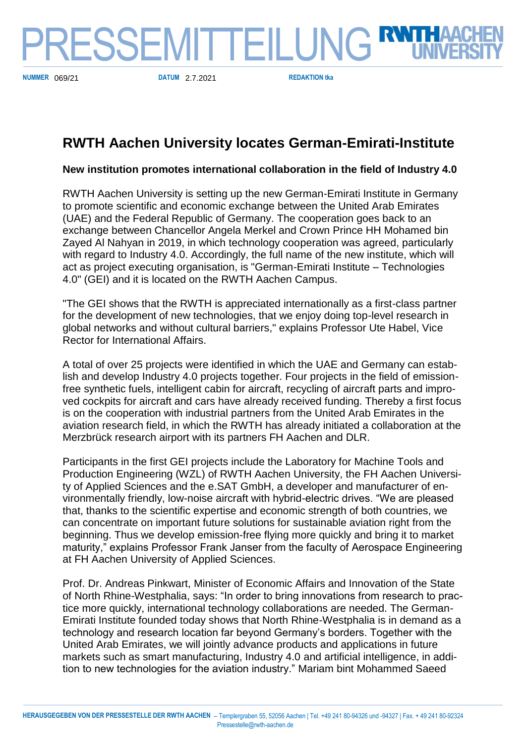# PRESSEMITTEILUNG

**NUMMER** 069/21 **DATUM** 2.7.2021 **REDAKTION** tka

## RWTH Aachen University locates German-Emirati-Institute

**New institution promotes international collaboration in the field of Industry 4.0**

RWTH Aachen University is setting up the new German-Emirati Institute in Germany to promote scientific and economic exchange between the United Arab Emirates (UAE) and the Federal Republic of Germany. The cooperation goes back to an exchange between Chancellor Angela Merkel and Crown Prince HH Mohamed bin Zayed Al Nahyan in 2019, in which technology cooperation was agreed, particularly with regard to Industry 4.0. Accordingly, the full name of the new institute, which will act as project executing organisation, is "German-Emirati Institute – Technologies 4.0" (GEI) and it is located on the RWTH Aachen Campus.

"The GEI shows that the RWTH is appreciated internationally as a first-class partner for the development of new technologies, that we enjoy doing top-level research in global networks and without cultural barriers," explains Professor Ute Habel, Vice Rector for International Affairs.

A total of over 25 projects were identified in which the UAE and Germany can establish and develop Industry 4.0 projects together. Four projects in the field of emission-free synthetic fuels, intelligent cabin for aircraft, recycling of aircraft parts and improved cockpits for aircraft and cars have already received funding. Thereby a first focus is on the cooperation with industrial partners from the United Arab Emirates in the aviation research field, in which the RWTH has already initiated a collaboration at the Merzbrück research airport with its partners FH Aachen and DLR.

Participants in the first GEI projects include the Laboratory for Machine Tools and Production Engineering (WZL) of RWTH Aachen University, the FH Aachen University of Applied Sciences and the e.SAT GmbH, a developer and manufacturer of environmentally friendly, low-noise aircraft with hybrid-electric drives. "We are pleased that, thanks to the scientific expertise and economic strength of both countries, we can concentrate on important future solutions for sustainable aviation right from the beginning. Thus we develop emission-free flying more quickly and bring it to market maturity," explains Professor Frank Janser from the faculty of Aerospace Engineering at FH Aachen University of Applied Sciences.

Prof. Dr. Andreas Pinkwart, Minister of Economic Affairs and Innovation of the State of North Rhine-Westphalia, says: "In order to bring innovations from research to practice more quickly, international technology collaborations are needed. The German-Emirati Institute founded today shows that North Rhine-Westphalia is in demand as a technology and research location far beyond Germany's borders. Together with the United Arab Emirates, we will jointly advance products and applications in future markets such as smart manufacturing, Industry 4.0 and artificial intelligence, in addition to new technologies for the aviation industry." Mariam bint Mohammed Saeed

**HERAUSGEGEBEN VON DER PRESSESTELLE DER RWTH AACHEN** – Templergraben 55, 52056 Aachen | Tel. +49 241 80-94326 und -94327 | Fax. + 49 241 80-92324
Pressestelle@rwth-aachen.de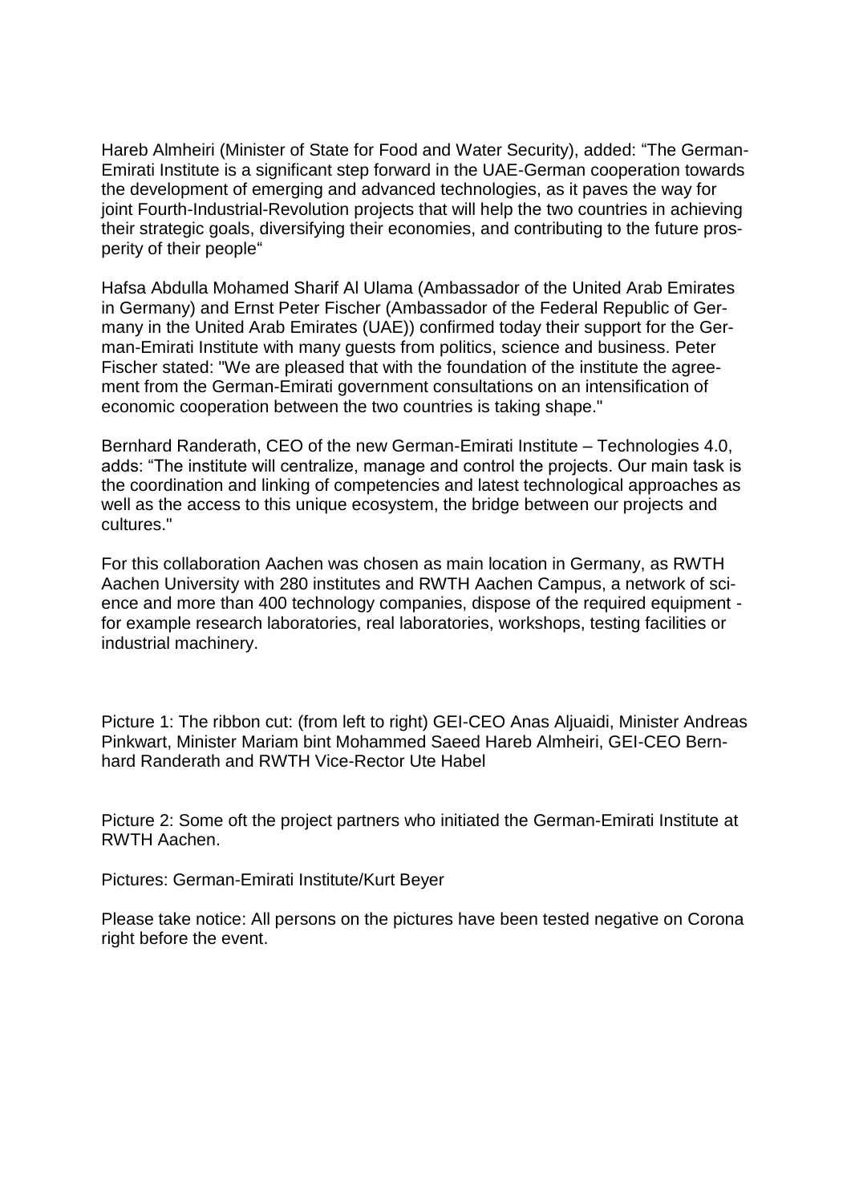Hareb Almheiri (Minister of State for Food and Water Security), added: “The German-Emirati Institute is a significant step forward in the UAE-German cooperation towards the development of emerging and advanced technologies, as it paves the way for joint Fourth-Industrial-Revolution projects that will help the two countries in achieving their strategic goals, diversifying their economies, and contributing to the future prosperity of their people“

Hafsa Abdulla Mohamed Sharif Al Ulama (Ambassador of the United Arab Emirates in Germany) and Ernst Peter Fischer (Ambassador of the Federal Republic of Germany in the United Arab Emirates (UAE)) confirmed today their support for the German-Emirati Institute with many guests from politics, science and business. Peter Fischer stated: "We are pleased that with the foundation of the institute the agreement from the German-Emirati government consultations on an intensification of economic cooperation between the two countries is taking shape."

Bernhard Randerath, CEO of the new German-Emirati Institute – Technologies 4.0, adds: “The institute will centralize, manage and control the projects. Our main task is the coordination and linking of competencies and latest technological approaches as well as the access to this unique ecosystem, the bridge between our projects and cultures."

For this collaboration Aachen was chosen as main location in Germany, as RWTH Aachen University with 280 institutes and RWTH Aachen Campus, a network of science and more than 400 technology companies, dispose of the required equipment - for example research laboratories, real laboratories, workshops, testing facilities or industrial machinery.

Picture 1: The ribbon cut: (from left to right) GEI-CEO Anas Aljuaidi, Minister Andreas Pinkwart, Minister Mariam bint Mohammed Saeed Hareb Almheiri, GEI-CEO Bernhard Randerath and RWTH Vice-Rector Ute Habel

Picture 2: Some oft the project partners who initiated the German-Emirati Institute at RWTH Aachen.

Pictures: German-Emirati Institute/Kurt Beyer

Please take notice: All persons on the pictures have been tested negative on Corona right before the event.